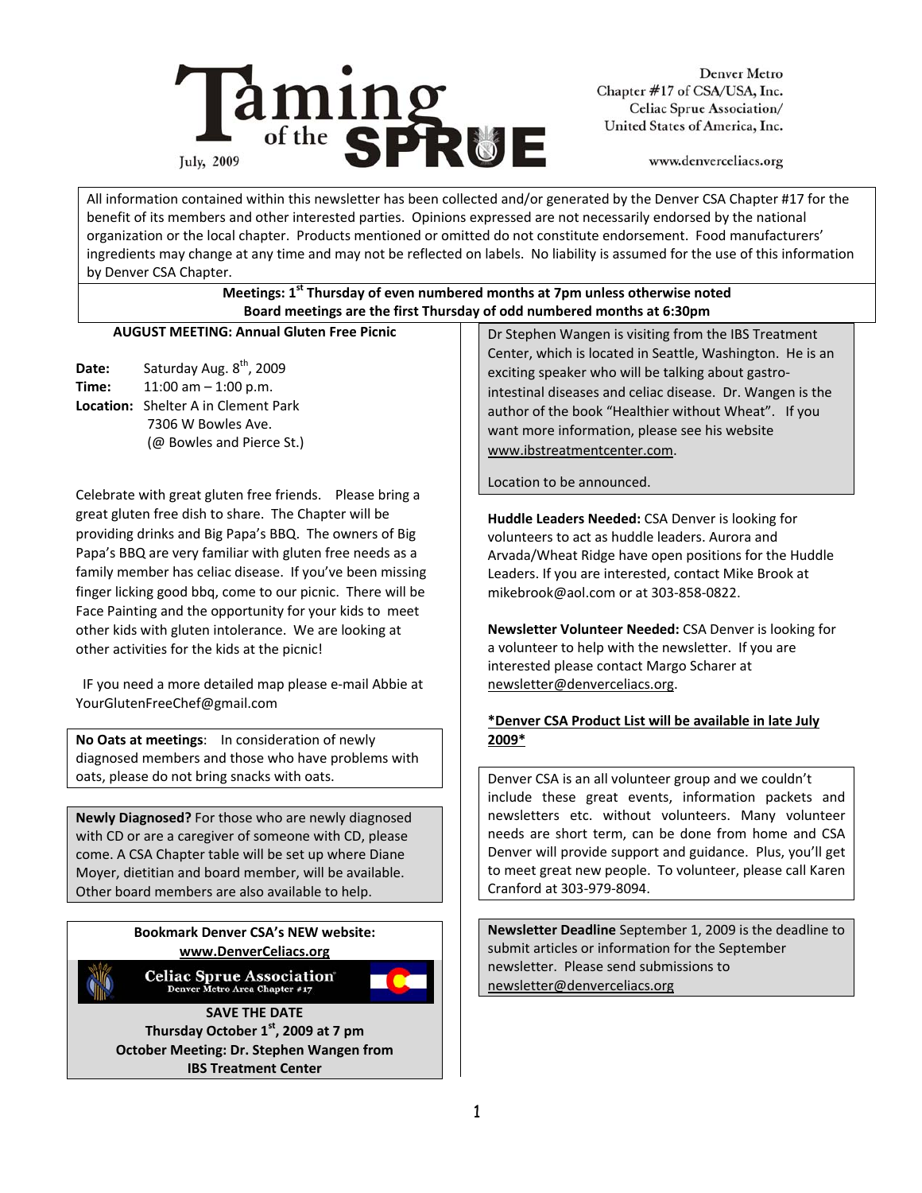# Taming of the SPRUE

July, 2009

Denver Metro
Chapter #17 of CSA/USA, Inc.
Celiac Sprue Association/
United States of America, Inc.

www.denverceliacs.org

All information contained within this newsletter has been collected and/or generated by the Denver CSA Chapter #17 for the benefit of its members and other interested parties. Opinions expressed are not necessarily endorsed by the national organization or the local chapter. Products mentioned or omitted do not constitute endorsement. Food manufacturers' ingredients may change at any time and may not be reflected on labels. No liability is assumed for the use of this information by Denver CSA Chapter.

**Meetings: 1st Thursday of even numbered months at 7pm unless otherwise noted**
**Board meetings are the first Thursday of odd numbered months at 6:30pm**

## AUGUST MEETING: Annual Gluten Free Picnic

**Date:** Saturday Aug. 8th, 2009
**Time:** 11:00 am – 1:00 p.m.
**Location:** Shelter A in Clement Park
7306 W Bowles Ave.
(@ Bowles and Pierce St.)

Celebrate with great gluten free friends. Please bring a great gluten free dish to share. The Chapter will be providing drinks and Big Papa's BBQ. The owners of Big Papa's BBQ are very familiar with gluten free needs as a family member has celiac disease. If you've been missing finger licking good bbq, come to our picnic. There will be Face Painting and the opportunity for your kids to meet other kids with gluten intolerance. We are looking at other activities for the kids at the picnic!

IF you need a more detailed map please e-mail Abbie at YourGlutenFreeChef@gmail.com

**No Oats at meetings**: In consideration of newly diagnosed members and those who have problems with oats, please do not bring snacks with oats.

**Newly Diagnosed?** For those who are newly diagnosed with CD or are a caregiver of someone with CD, please come. A CSA Chapter table will be set up where Diane Moyer, dietitian and board member, will be available. Other board members are also available to help.

**Bookmark Denver CSA's NEW website:**
**www.DenverCeliacs.org**

Celiac Sprue Association
Denver Metro Area Chapter #17

**SAVE THE DATE**
**Thursday October 1st, 2009 at 7 pm**
**October Meeting: Dr. Stephen Wangen from IBS Treatment Center**

Dr Stephen Wangen is visiting from the IBS Treatment Center, which is located in Seattle, Washington. He is an exciting speaker who will be talking about gastro-intestinal diseases and celiac disease. Dr. Wangen is the author of the book "Healthier without Wheat". If you want more information, please see his website www.ibstreatmentcenter.com.

Location to be announced.

**Huddle Leaders Needed:** CSA Denver is looking for volunteers to act as huddle leaders. Aurora and Arvada/Wheat Ridge have open positions for the Huddle Leaders. If you are interested, contact Mike Brook at mikebrook@aol.com or at 303-858-0822.

**Newsletter Volunteer Needed:** CSA Denver is looking for a volunteer to help with the newsletter. If you are interested please contact Margo Scharer at newsletter@denverceliacs.org.

**\*Denver CSA Product List will be available in late July 2009\***

Denver CSA is an all volunteer group and we couldn't include these great events, information packets and newsletters etc. without volunteers. Many volunteer needs are short term, can be done from home and CSA Denver will provide support and guidance. Plus, you'll get to meet great new people. To volunteer, please call Karen Cranford at 303-979-8094.

**Newsletter Deadline** September 1, 2009 is the deadline to submit articles or information for the September newsletter. Please send submissions to newsletter@denverceliacs.org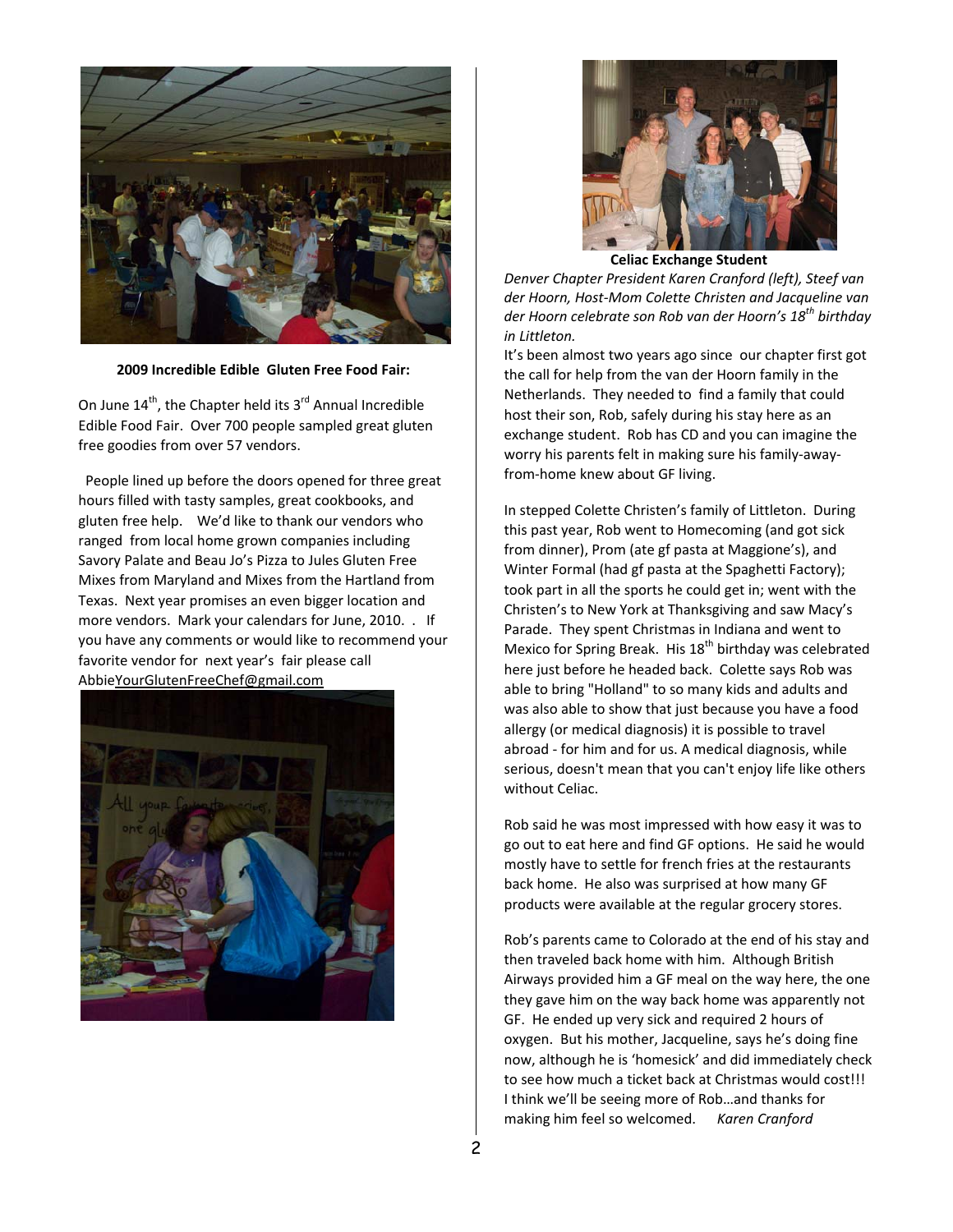**2009 Incredible Edible Gluten Free Food Fair:**

On June 14th, the Chapter held its 3rd Annual Incredible Edible Food Fair. Over 700 people sampled great gluten free goodies from over 57 vendors.

People lined up before the doors opened for three great hours filled with tasty samples, great cookbooks, and gluten free help. We'd like to thank our vendors who ranged from local home grown companies including Savory Palate and Beau Jo's Pizza to Jules Gluten Free Mixes from Maryland and Mixes from the Hartland from Texas. Next year promises an even bigger location and more vendors. Mark your calendars for June, 2010. . If you have any comments or would like to recommend your favorite vendor for next year's fair please call AbbieYourGlutenFreeChef@gmail.com

**Celiac Exchange Student**

*Denver Chapter President Karen Cranford (left), Steef van der Hoorn, Host-Mom Colette Christen and Jacqueline van der Hoorn celebrate son Rob van der Hoorn's 18th birthday in Littleton.*

It's been almost two years ago since our chapter first got the call for help from the van der Hoorn family in the Netherlands. They needed to find a family that could host their son, Rob, safely during his stay here as an exchange student. Rob has CD and you can imagine the worry his parents felt in making sure his family-away-from-home knew about GF living.

In stepped Colette Christen's family of Littleton. During this past year, Rob went to Homecoming (and got sick from dinner), Prom (ate gf pasta at Maggione's), and Winter Formal (had gf pasta at the Spaghetti Factory); took part in all the sports he could get in; went with the Christen's to New York at Thanksgiving and saw Macy's Parade. They spent Christmas in Indiana and went to Mexico for Spring Break. His 18th birthday was celebrated here just before he headed back. Colette says Rob was able to bring "Holland" to so many kids and adults and was also able to show that just because you have a food allergy (or medical diagnosis) it is possible to travel abroad - for him and for us. A medical diagnosis, while serious, doesn't mean that you can't enjoy life like others without Celiac.

Rob said he was most impressed with how easy it was to go out to eat here and find GF options. He said he would mostly have to settle for french fries at the restaurants back home. He also was surprised at how many GF products were available at the regular grocery stores.

Rob's parents came to Colorado at the end of his stay and then traveled back home with him. Although British Airways provided him a GF meal on the way here, the one they gave him on the way back home was apparently not GF. He ended up very sick and required 2 hours of oxygen. But his mother, Jacqueline, says he's doing fine now, although he is 'homesick' and did immediately check to see how much a ticket back at Christmas would cost!!! I think we'll be seeing more of Rob…and thanks for making him feel so welcomed. *Karen Cranford*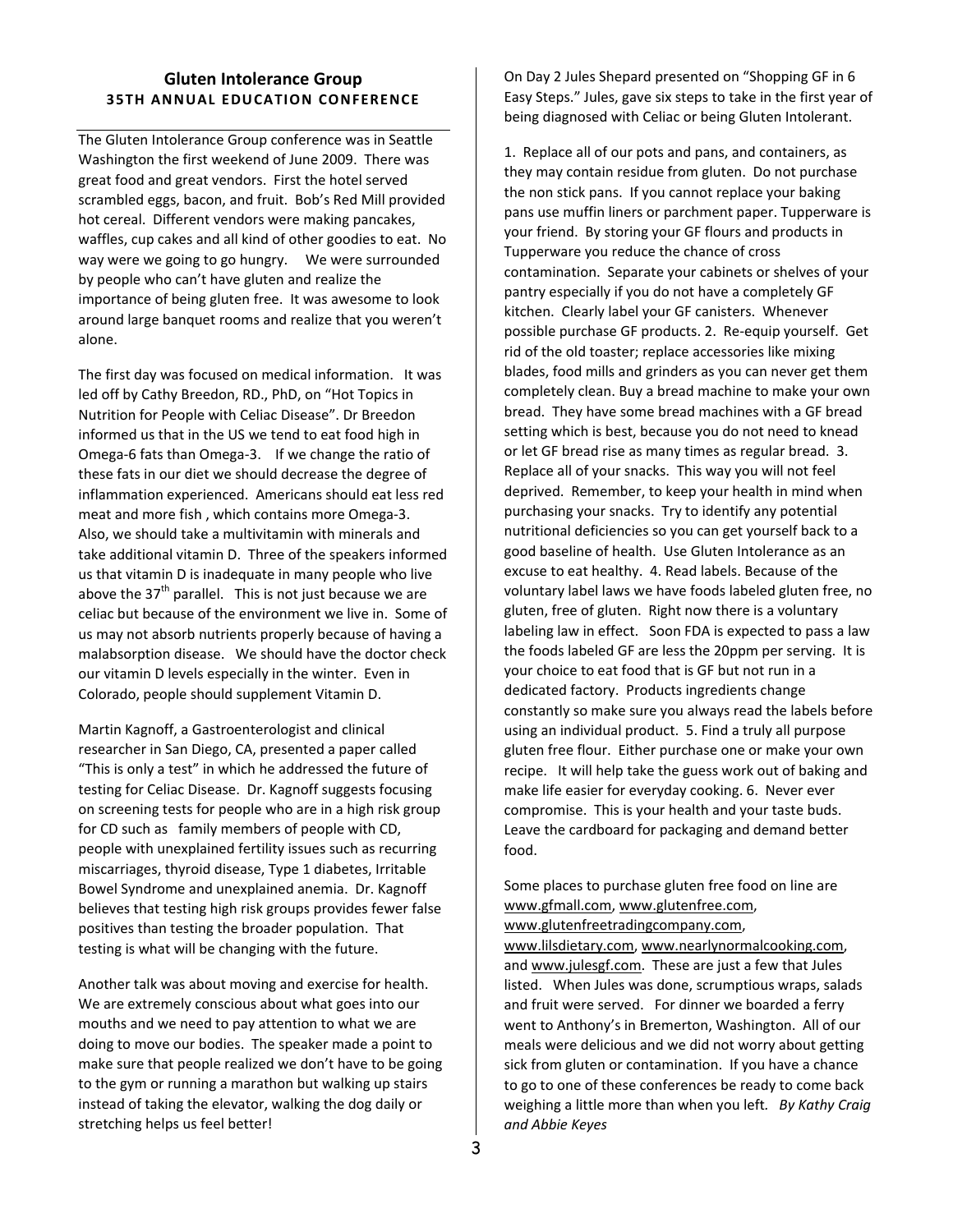## Gluten Intolerance Group

### 35TH ANNUAL EDUCATION CONFERENCE

The Gluten Intolerance Group conference was in Seattle Washington the first weekend of June 2009. There was great food and great vendors. First the hotel served scrambled eggs, bacon, and fruit. Bob's Red Mill provided hot cereal. Different vendors were making pancakes, waffles, cup cakes and all kind of other goodies to eat. No way were we going to go hungry. We were surrounded by people who can't have gluten and realize the importance of being gluten free. It was awesome to look around large banquet rooms and realize that you weren't alone.

The first day was focused on medical information. It was led off by Cathy Breedon, RD., PhD, on "Hot Topics in Nutrition for People with Celiac Disease". Dr Breedon informed us that in the US we tend to eat food high in Omega-6 fats than Omega-3. If we change the ratio of these fats in our diet we should decrease the degree of inflammation experienced. Americans should eat less red meat and more fish , which contains more Omega-3. Also, we should take a multivitamin with minerals and take additional vitamin D. Three of the speakers informed us that vitamin D is inadequate in many people who live above the 37$^{th}$ parallel. This is not just because we are celiac but because of the environment we live in. Some of us may not absorb nutrients properly because of having a malabsorption disease. We should have the doctor check our vitamin D levels especially in the winter. Even in Colorado, people should supplement Vitamin D.

Martin Kagnoff, a Gastroenterologist and clinical researcher in San Diego, CA, presented a paper called "This is only a test" in which he addressed the future of testing for Celiac Disease. Dr. Kagnoff suggests focusing on screening tests for people who are in a high risk group for CD such as family members of people with CD, people with unexplained fertility issues such as recurring miscarriages, thyroid disease, Type 1 diabetes, Irritable Bowel Syndrome and unexplained anemia. Dr. Kagnoff believes that testing high risk groups provides fewer false positives than testing the broader population. That testing is what will be changing with the future.

Another talk was about moving and exercise for health. We are extremely conscious about what goes into our mouths and we need to pay attention to what we are doing to move our bodies. The speaker made a point to make sure that people realized we don't have to be going to the gym or running a marathon but walking up stairs instead of taking the elevator, walking the dog daily or stretching helps us feel better!

On Day 2 Jules Shepard presented on "Shopping GF in 6 Easy Steps." Jules, gave six steps to take in the first year of being diagnosed with Celiac or being Gluten Intolerant.

1. Replace all of our pots and pans, and containers, as they may contain residue from gluten. Do not purchase the non stick pans. If you cannot replace your baking pans use muffin liners or parchment paper. Tupperware is your friend. By storing your GF flours and products in Tupperware you reduce the chance of cross contamination. Separate your cabinets or shelves of your pantry especially if you do not have a completely GF kitchen. Clearly label your GF canisters. Whenever possible purchase GF products. 2. Re-equip yourself. Get rid of the old toaster; replace accessories like mixing blades, food mills and grinders as you can never get them completely clean. Buy a bread machine to make your own bread. They have some bread machines with a GF bread setting which is best, because you do not need to knead or let GF bread rise as many times as regular bread. 3. Replace all of your snacks. This way you will not feel deprived. Remember, to keep your health in mind when purchasing your snacks. Try to identify any potential nutritional deficiencies so you can get yourself back to a good baseline of health. Use Gluten Intolerance as an excuse to eat healthy. 4. Read labels. Because of the voluntary label laws we have foods labeled gluten free, no gluten, free of gluten. Right now there is a voluntary labeling law in effect. Soon FDA is expected to pass a law the foods labeled GF are less the 20ppm per serving. It is your choice to eat food that is GF but not run in a dedicated factory. Products ingredients change constantly so make sure you always read the labels before using an individual product. 5. Find a truly all purpose gluten free flour. Either purchase one or make your own recipe. It will help take the guess work out of baking and make life easier for everyday cooking. 6. Never ever compromise. This is your health and your taste buds. Leave the cardboard for packaging and demand better food.

Some places to purchase gluten free food on line are www.gfmall.com, www.glutenfree.com, www.glutenfreetradingcompany.com, www.lilsdietary.com, www.nearlynormalcooking.com, and www.julesgf.com. These are just a few that Jules listed. When Jules was done, scrumptious wraps, salads and fruit were served. For dinner we boarded a ferry went to Anthony's in Bremerton, Washington. All of our meals were delicious and we did not worry about getting sick from gluten or contamination. If you have a chance to go to one of these conferences be ready to come back weighing a little more than when you left. *By Kathy Craig and Abbie Keyes*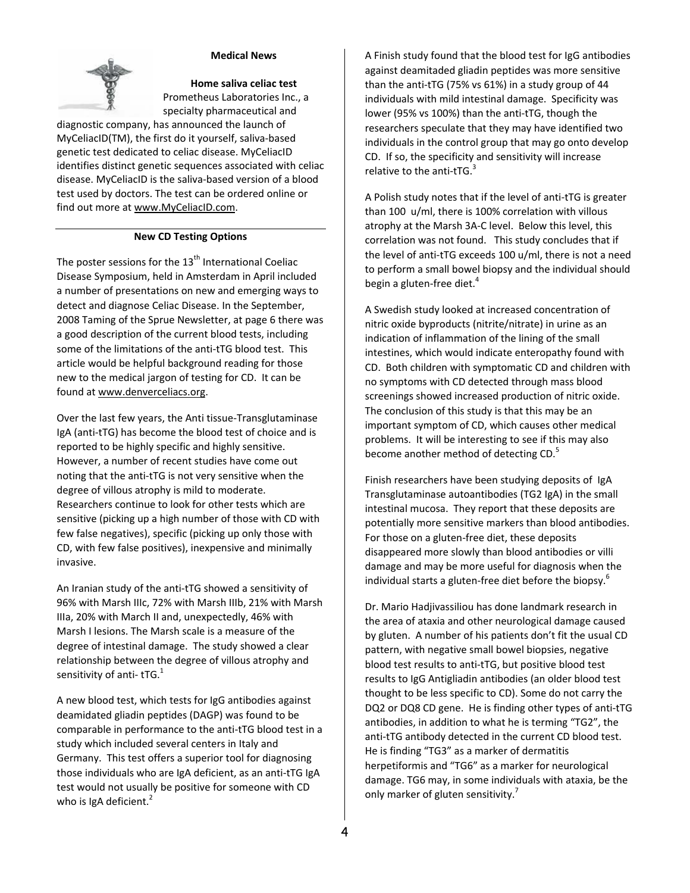## Medical News

### Home saliva celiac test

Prometheus Laboratories Inc., a specialty pharmaceutical and diagnostic company, has announced the launch of MyCeliacID(TM), the first do it yourself, saliva-based genetic test dedicated to celiac disease. MyCeliacID identifies distinct genetic sequences associated with celiac disease. MyCeliacID is the saliva-based version of a blood test used by doctors. The test can be ordered online or find out more at www.MyCeliacID.com.

---

### New CD Testing Options

The poster sessions for the 13th International Coeliac Disease Symposium, held in Amsterdam in April included a number of presentations on new and emerging ways to detect and diagnose Celiac Disease. In the September, 2008 Taming of the Sprue Newsletter, at page 6 there was a good description of the current blood tests, including some of the limitations of the anti-tTG blood test. This article would be helpful background reading for those new to the medical jargon of testing for CD. It can be found at www.denverceliacs.org.

Over the last few years, the Anti tissue-Transglutaminase IgA (anti-tTG) has become the blood test of choice and is reported to be highly specific and highly sensitive. However, a number of recent studies have come out noting that the anti-tTG is not very sensitive when the degree of villous atrophy is mild to moderate. Researchers continue to look for other tests which are sensitive (picking up a high number of those with CD with few false negatives), specific (picking up only those with CD, with few false positives), inexpensive and minimally invasive.

An Iranian study of the anti-tTG showed a sensitivity of 96% with Marsh IIIc, 72% with Marsh IIIb, 21% with Marsh IIIa, 20% with March II and, unexpectedly, 46% with Marsh I lesions. The Marsh scale is a measure of the degree of intestinal damage. The study showed a clear relationship between the degree of villous atrophy and sensitivity of anti- tTG.[1]

A new blood test, which tests for IgG antibodies against deamidated gliadin peptides (DAGP) was found to be comparable in performance to the anti-tTG blood test in a study which included several centers in Italy and Germany. This test offers a superior tool for diagnosing those individuals who are IgA deficient, as an anti-tTG IgA test would not usually be positive for someone with CD who is IgA deficient.[2]

A Finish study found that the blood test for IgG antibodies against deamitaded gliadin peptides was more sensitive than the anti-tTG (75% vs 61%) in a study group of 44 individuals with mild intestinal damage. Specificity was lower (95% vs 100%) than the anti-tTG, though the researchers speculate that they may have identified two individuals in the control group that may go onto develop CD. If so, the specificity and sensitivity will increase relative to the anti-tTG.[3]

A Polish study notes that if the level of anti-tTG is greater than 100 u/ml, there is 100% correlation with villous atrophy at the Marsh 3A-C level. Below this level, this correlation was not found. This study concludes that if the level of anti-tTG exceeds 100 u/ml, there is not a need to perform a small bowel biopsy and the individual should begin a gluten-free diet.[4]

A Swedish study looked at increased concentration of nitric oxide byproducts (nitrite/nitrate) in urine as an indication of inflammation of the lining of the small intestines, which would indicate enteropathy found with CD. Both children with symptomatic CD and children with no symptoms with CD detected through mass blood screenings showed increased production of nitric oxide. The conclusion of this study is that this may be an important symptom of CD, which causes other medical problems. It will be interesting to see if this may also become another method of detecting CD.[5]

Finish researchers have been studying deposits of IgA Transglutaminase autoantibodies (TG2 IgA) in the small intestinal mucosa. They report that these deposits are potentially more sensitive markers than blood antibodies. For those on a gluten-free diet, these deposits disappeared more slowly than blood antibodies or villi damage and may be more useful for diagnosis when the individual starts a gluten-free diet before the biopsy.[6]

Dr. Mario Hadjivassiliou has done landmark research in the area of ataxia and other neurological damage caused by gluten. A number of his patients don't fit the usual CD pattern, with negative small bowel biopsies, negative blood test results to anti-tTG, but positive blood test results to IgG Antigliadin antibodies (an older blood test thought to be less specific to CD). Some do not carry the DQ2 or DQ8 CD gene. He is finding other types of anti-tTG antibodies, in addition to what he is terming "TG2", the anti-tTG antibody detected in the current CD blood test. He is finding "TG3" as a marker of dermatitis herpetiformis and "TG6" as a marker for neurological damage. TG6 may, in some individuals with ataxia, be the only marker of gluten sensitivity.[7]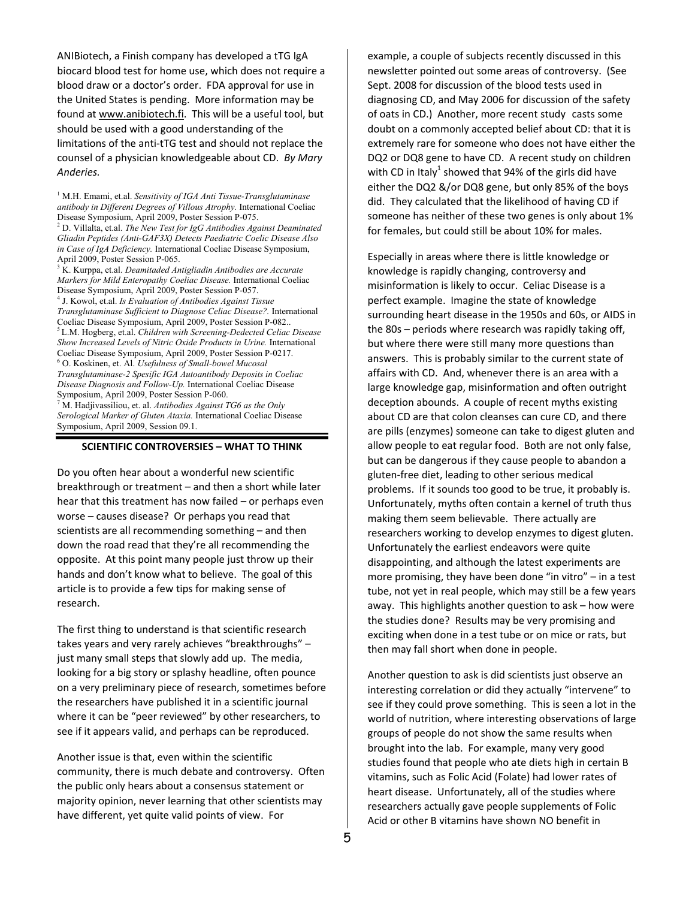ANIBiotech, a Finish company has developed a tTG IgA biocard blood test for home use, which does not require a blood draw or a doctor's order. FDA approval for use in the United States is pending. More information may be found at www.anibiotech.fi. This will be a useful tool, but should be used with a good understanding of the limitations of the anti-tTG test and should not replace the counsel of a physician knowledgeable about CD. *By Mary Anderies.*

[1] M.H. Emami, et.al. *Sensitivity of IGA Anti Tissue-Transglutaminase antibody in Different Degrees of Villous Atrophy.* International Coeliac Disease Symposium, April 2009, Poster Session P-075.
[2] D. Villalta, et.al. *The New Test for IgG Antibodies Against Deaminated Gliadin Peptides (Anti-GAF3X) Detects Paediatric Coelic Disease Also in Case of IgA Deficiency.* International Coeliac Disease Symposium, April 2009, Poster Session P-065.
[3] K. Kurppa, et.al. *Deamitaded Antigliadin Antibodies are Accurate Markers for Mild Enteropathy Coeliac Disease.* International Coeliac Disease Symposium, April 2009, Poster Session P-057.
[4] J. Kowol, et.al. *Is Evaluation of Antibodies Against Tissue Transglutaminase Sufficient to Diagnose Celiac Disease?.* International Coeliac Disease Symposium, April 2009, Poster Session P-082..
[5] L.M. Hogberg, et.al. *Children with Screening-Dedected Celiac Disease Show Increased Levels of Nitric Oxide Products in Urine.* International Coeliac Disease Symposium, April 2009, Poster Session P-0217.
[6] O. Koskinen, et. Al. *Usefulness of Small-bowel Mucosal Transglutaminase-2 Spesific IGA Autoantibody Deposits in Coeliac Disease Diagnosis and Follow-Up.* International Coeliac Disease Symposium, April 2009, Poster Session P-060.
[7] M. Hadjivassiliou, et. al. *Antibodies Against TG6 as the Only Serological Marker of Gluten Ataxia.* International Coeliac Disease Symposium, April 2009, Session 09.1.

## SCIENTIFIC CONTROVERSIES – WHAT TO THINK

Do you often hear about a wonderful new scientific breakthrough or treatment – and then a short while later hear that this treatment has now failed – or perhaps even worse – causes disease? Or perhaps you read that scientists are all recommending something – and then down the road read that they're all recommending the opposite. At this point many people just throw up their hands and don't know what to believe. The goal of this article is to provide a few tips for making sense of research.

The first thing to understand is that scientific research takes years and very rarely achieves "breakthroughs" – just many small steps that slowly add up. The media, looking for a big story or splashy headline, often pounce on a very preliminary piece of research, sometimes before the researchers have published it in a scientific journal where it can be "peer reviewed" by other researchers, to see if it appears valid, and perhaps can be reproduced.

Another issue is that, even within the scientific community, there is much debate and controversy. Often the public only hears about a consensus statement or majority opinion, never learning that other scientists may have different, yet quite valid points of view. For example, a couple of subjects recently discussed in this newsletter pointed out some areas of controversy. (See Sept. 2008 for discussion of the blood tests used in diagnosing CD, and May 2006 for discussion of the safety of oats in CD.) Another, more recent study casts some doubt on a commonly accepted belief about CD: that it is extremely rare for someone who does not have either the DQ2 or DQ8 gene to have CD. A recent study on children with CD in Italy[1] showed that 94% of the girls did have either the DQ2 &/or DQ8 gene, but only 85% of the boys did. They calculated that the likelihood of having CD if someone has neither of these two genes is only about 1% for females, but could still be about 10% for males.

Especially in areas where there is little knowledge or knowledge is rapidly changing, controversy and misinformation is likely to occur. Celiac Disease is a perfect example. Imagine the state of knowledge surrounding heart disease in the 1950s and 60s, or AIDS in the 80s – periods where research was rapidly taking off, but where there were still many more questions than answers. This is probably similar to the current state of affairs with CD. And, whenever there is an area with a large knowledge gap, misinformation and often outright deception abounds. A couple of recent myths existing about CD are that colon cleanses can cure CD, and there are pills (enzymes) someone can take to digest gluten and allow people to eat regular food. Both are not only false, but can be dangerous if they cause people to abandon a gluten-free diet, leading to other serious medical problems. If it sounds too good to be true, it probably is. Unfortunately, myths often contain a kernel of truth thus making them seem believable. There actually are researchers working to develop enzymes to digest gluten. Unfortunately the earliest endeavors were quite disappointing, and although the latest experiments are more promising, they have been done "in vitro" – in a test tube, not yet in real people, which may still be a few years away. This highlights another question to ask – how were the studies done? Results may be very promising and exciting when done in a test tube or on mice or rats, but then may fall short when done in people.

Another question to ask is did scientists just observe an interesting correlation or did they actually "intervene" to see if they could prove something. This is seen a lot in the world of nutrition, where interesting observations of large groups of people do not show the same results when brought into the lab. For example, many very good studies found that people who ate diets high in certain B vitamins, such as Folic Acid (Folate) had lower rates of heart disease. Unfortunately, all of the studies where researchers actually gave people supplements of Folic Acid or other B vitamins have shown NO benefit in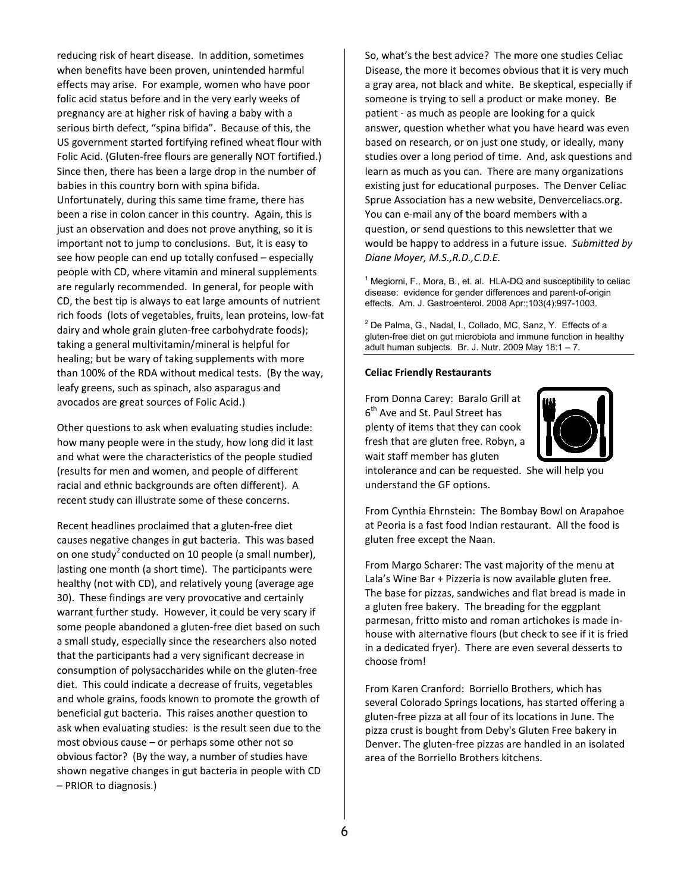reducing risk of heart disease. In addition, sometimes when benefits have been proven, unintended harmful effects may arise. For example, women who have poor folic acid status before and in the very early weeks of pregnancy are at higher risk of having a baby with a serious birth defect, "spina bifida". Because of this, the US government started fortifying refined wheat flour with Folic Acid. (Gluten-free flours are generally NOT fortified.) Since then, there has been a large drop in the number of babies in this country born with spina bifida. Unfortunately, during this same time frame, there has been a rise in colon cancer in this country. Again, this is just an observation and does not prove anything, so it is important not to jump to conclusions. But, it is easy to see how people can end up totally confused – especially people with CD, where vitamin and mineral supplements are regularly recommended. In general, for people with CD, the best tip is always to eat large amounts of nutrient rich foods (lots of vegetables, fruits, lean proteins, low-fat dairy and whole grain gluten-free carbohydrate foods); taking a general multivitamin/mineral is helpful for healing; but be wary of taking supplements with more than 100% of the RDA without medical tests. (By the way, leafy greens, such as spinach, also asparagus and avocados are great sources of Folic Acid.)

Other questions to ask when evaluating studies include: how many people were in the study, how long did it last and what were the characteristics of the people studied (results for men and women, and people of different racial and ethnic backgrounds are often different). A recent study can illustrate some of these concerns.

Recent headlines proclaimed that a gluten-free diet causes negative changes in gut bacteria. This was based on one study[2] conducted on 10 people (a small number), lasting one month (a short time). The participants were healthy (not with CD), and relatively young (average age 30). These findings are very provocative and certainly warrant further study. However, it could be very scary if some people abandoned a gluten-free diet based on such a small study, especially since the researchers also noted that the participants had a very significant decrease in consumption of polysaccharides while on the gluten-free diet. This could indicate a decrease of fruits, vegetables and whole grains, foods known to promote the growth of beneficial gut bacteria. This raises another question to ask when evaluating studies: is the result seen due to the most obvious cause – or perhaps some other not so obvious factor? (By the way, a number of studies have shown negative changes in gut bacteria in people with CD – PRIOR to diagnosis.)

So, what's the best advice? The more one studies Celiac Disease, the more it becomes obvious that it is very much a gray area, not black and white. Be skeptical, especially if someone is trying to sell a product or make money. Be patient - as much as people are looking for a quick answer, question whether what you have heard was even based on research, or on just one study, or ideally, many studies over a long period of time. And, ask questions and learn as much as you can. There are many organizations existing just for educational purposes. The Denver Celiac Sprue Association has a new website, Denverceliacs.org. You can e-mail any of the board members with a question, or send questions to this newsletter that we would be happy to address in a future issue. *Submitted by Diane Moyer, M.S.,R.D.,C.D.E.*

[1] Megiorni, F., Mora, B., et. al. HLA-DQ and susceptibility to celiac disease: evidence for gender differences and parent-of-origin effects. Am. J. Gastroenterol. 2008 Apr:;103(4):997-1003.

[2] De Palma, G., Nadal, I., Collado, MC, Sanz, Y. Effects of a gluten-free diet on gut microbiota and immune function in healthy adult human subjects. Br. J. Nutr. 2009 May 18:1 – 7.

**Celiac Friendly Restaurants**

From Donna Carey: Baralo Grill at 6th Ave and St. Paul Street has plenty of items that they can cook fresh that are gluten free. Robyn, a wait staff member has gluten intolerance and can be requested. She will help you understand the GF options.

From Cynthia Ehrnstein: The Bombay Bowl on Arapahoe at Peoria is a fast food Indian restaurant. All the food is gluten free except the Naan.

From Margo Scharer: The vast majority of the menu at Lala's Wine Bar + Pizzeria is now available gluten free. The base for pizzas, sandwiches and flat bread is made in a gluten free bakery. The breading for the eggplant parmesan, fritto misto and roman artichokes is made in-house with alternative flours (but check to see if it is fried in a dedicated fryer). There are even several desserts to choose from!

From Karen Cranford: Borriello Brothers, which has several Colorado Springs locations, has started offering a gluten-free pizza at all four of its locations in June. The pizza crust is bought from Deby's Gluten Free bakery in Denver. The gluten-free pizzas are handled in an isolated area of the Borriello Brothers kitchens.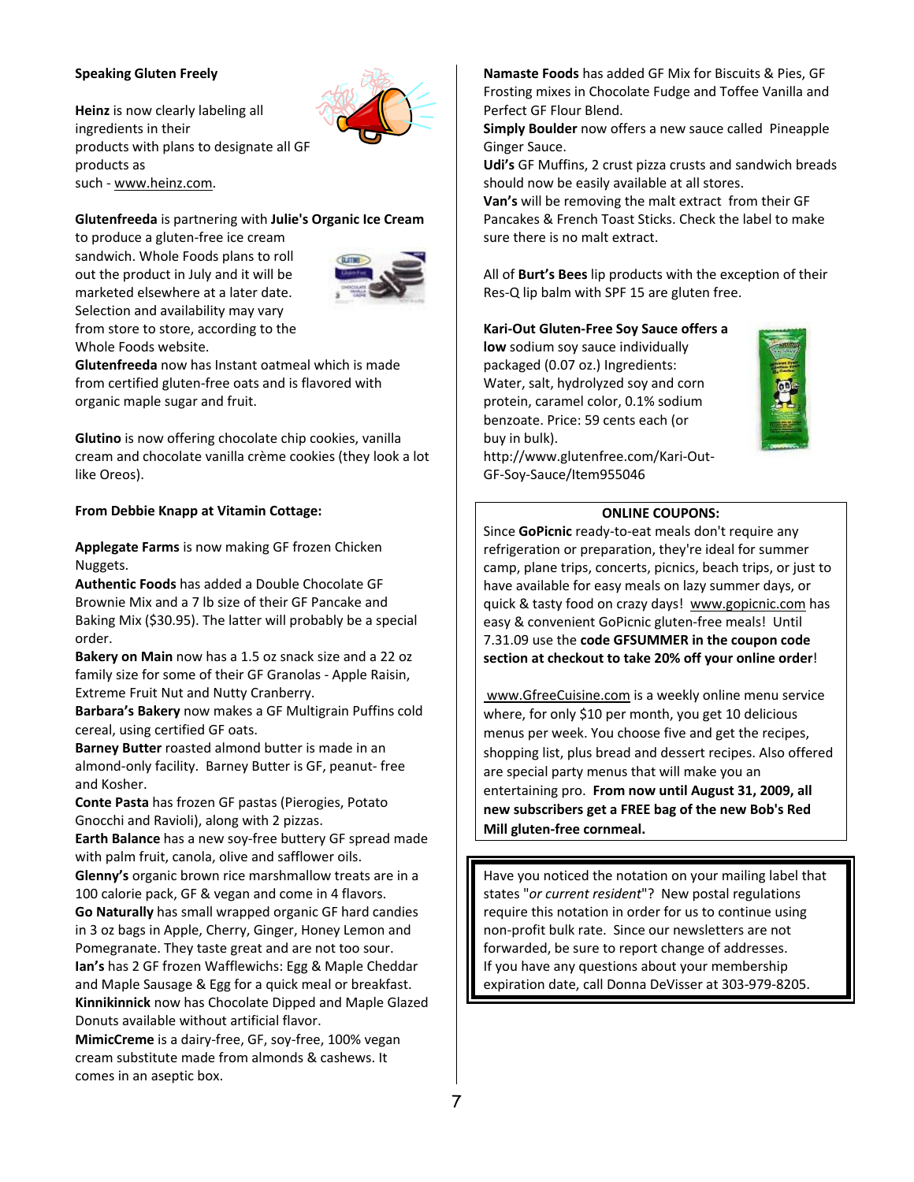**Speaking Gluten Freely**

**Heinz** is now clearly labeling all ingredients in their products with plans to designate all GF products as such - www.heinz.com.

**Glutenfreeda** is partnering with **Julie's Organic Ice Cream** to produce a gluten-free ice cream sandwich. Whole Foods plans to roll out the product in July and it will be marketed elsewhere at a later date. Selection and availability may vary from store to store, according to the Whole Foods website.

**Glutenfreeda** now has Instant oatmeal which is made from certified gluten-free oats and is flavored with organic maple sugar and fruit.

**Glutino** is now offering chocolate chip cookies, vanilla cream and chocolate vanilla crème cookies (they look a lot like Oreos).

**From Debbie Knapp at Vitamin Cottage:**

**Applegate Farms** is now making GF frozen Chicken Nuggets.
**Authentic Foods** has added a Double Chocolate GF Brownie Mix and a 7 lb size of their GF Pancake and Baking Mix ($30.95). The latter will probably be a special order.
**Bakery on Main** now has a 1.5 oz snack size and a 22 oz family size for some of their GF Granolas - Apple Raisin, Extreme Fruit Nut and Nutty Cranberry.
**Barbara's Bakery** now makes a GF Multigrain Puffins cold cereal, using certified GF oats.
**Barney Butter** roasted almond butter is made in an almond-only facility. Barney Butter is GF, peanut- free and Kosher.
**Conte Pasta** has frozen GF pastas (Pierogies, Potato Gnocchi and Ravioli), along with 2 pizzas.
**Earth Balance** has a new soy-free buttery GF spread made with palm fruit, canola, olive and safflower oils.
**Glenny's** organic brown rice marshmallow treats are in a 100 calorie pack, GF & vegan and come in 4 flavors.
**Go Naturally** has small wrapped organic GF hard candies in 3 oz bags in Apple, Cherry, Ginger, Honey Lemon and Pomegranate. They taste great and are not too sour.
**Ian's** has 2 GF frozen Wafflewichs: Egg & Maple Cheddar and Maple Sausage & Egg for a quick meal or breakfast.
**Kinnikinnick** now has Chocolate Dipped and Maple Glazed Donuts available without artificial flavor.
**MimicCreme** is a dairy-free, GF, soy-free, 100% vegan cream substitute made from almonds & cashews. It comes in an aseptic box.
**Namaste Foods** has added GF Mix for Biscuits & Pies, GF Frosting mixes in Chocolate Fudge and Toffee Vanilla and Perfect GF Flour Blend.
**Simply Boulder** now offers a new sauce called Pineapple Ginger Sauce.
**Udi's** GF Muffins, 2 crust pizza crusts and sandwich breads should now be easily available at all stores.
**Van's** will be removing the malt extract from their GF Pancakes & French Toast Sticks. Check the label to make sure there is no malt extract.

All of **Burt's Bees** lip products with the exception of their Res-Q lip balm with SPF 15 are gluten free.

**Kari-Out Gluten-Free Soy Sauce offers a low** sodium soy sauce individually packaged (0.07 oz.) Ingredients: Water, salt, hydrolyzed soy and corn protein, caramel color, 0.1% sodium benzoate. Price: 59 cents each (or buy in bulk). http://www.glutenfree.com/Kari-Out-GF-Soy-Sauce/Item955046

**ONLINE COUPONS:**

Since **GoPicnic** ready-to-eat meals don't require any refrigeration or preparation, they're ideal for summer camp, plane trips, concerts, picnics, beach trips, or just to have available for easy meals on lazy summer days, or quick & tasty food on crazy days! www.gopicnic.com has easy & convenient GoPicnic gluten-free meals! Until 7.31.09 use the **code GFSUMMER in the coupon code section at checkout to take 20% off your online order**!

www.GfreeCuisine.com is a weekly online menu service where, for only $10 per month, you get 10 delicious menus per week. You choose five and get the recipes, shopping list, plus bread and dessert recipes. Also offered are special party menus that will make you an entertaining pro. **From now until August 31, 2009, all new subscribers get a FREE bag of the new Bob's Red Mill gluten-free cornmeal.**

Have you noticed the notation on your mailing label that states "*or current resident*"? New postal regulations require this notation in order for us to continue using non-profit bulk rate. Since our newsletters are not forwarded, be sure to report change of addresses.
If you have any questions about your membership expiration date, call Donna DeVisser at 303-979-8205.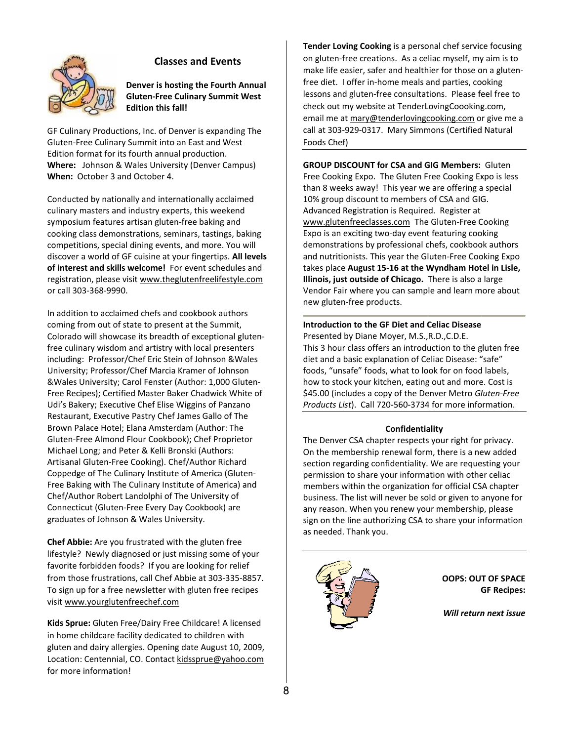## Classes and Events

**Denver is hosting the Fourth Annual Gluten-Free Culinary Summit West Edition this fall!**

GF Culinary Productions, Inc. of Denver is expanding The Gluten-Free Culinary Summit into an East and West Edition format for its fourth annual production.
**Where:** Johnson & Wales University (Denver Campus)
**When:** October 3 and October 4.

Conducted by nationally and internationally acclaimed culinary masters and industry experts, this weekend symposium features artisan gluten-free baking and cooking class demonstrations, seminars, tastings, baking competitions, special dining events, and more. You will discover a world of GF cuisine at your fingertips. **All levels of interest and skills welcome!** For event schedules and registration, please visit www.theglutenfreelifestyle.com or call 303-368-9990.

In addition to acclaimed chefs and cookbook authors coming from out of state to present at the Summit, Colorado will showcase its breadth of exceptional gluten-free culinary wisdom and artistry with local presenters including: Professor/Chef Eric Stein of Johnson &Wales University; Professor/Chef Marcia Kramer of Johnson &Wales University; Carol Fenster (Author: 1,000 Gluten-Free Recipes); Certified Master Baker Chadwick White of Udi's Bakery; Executive Chef Elise Wiggins of Panzano Restaurant, Executive Pastry Chef James Gallo of The Brown Palace Hotel; Elana Amsterdam (Author: The Gluten-Free Almond Flour Cookbook); Chef Proprietor Michael Long; and Peter & Kelli Bronski (Authors: Artisanal Gluten-Free Cooking). Chef/Author Richard Coppedge of The Culinary Institute of America (Gluten-Free Baking with The Culinary Institute of America) and Chef/Author Robert Landolphi of The University of Connecticut (Gluten-Free Every Day Cookbook) are graduates of Johnson & Wales University.

**Chef Abbie:** Are you frustrated with the gluten free lifestyle? Newly diagnosed or just missing some of your favorite forbidden foods? If you are looking for relief from those frustrations, call Chef Abbie at 303-335-8857. To sign up for a free newsletter with gluten free recipes visit www.yourglutenfreechef.com

**Kids Sprue:** Gluten Free/Dairy Free Childcare! A licensed in home childcare facility dedicated to children with gluten and dairy allergies. Opening date August 10, 2009, Location: Centennial, CO. Contact kidssprue@yahoo.com for more information!

**Tender Loving Cooking** is a personal chef service focusing on gluten-free creations. As a celiac myself, my aim is to make life easier, safer and healthier for those on a gluten-free diet. I offer in-home meals and parties, cooking lessons and gluten-free consultations. Please feel free to check out my website at TenderLovingCoooking.com, email me at mary@tenderlovingcooking.com or give me a call at 303-929-0317. Mary Simmons (Certified Natural Foods Chef)

---

**GROUP DISCOUNT for CSA and GIG Members:** Gluten Free Cooking Expo. The Gluten Free Cooking Expo is less than 8 weeks away! This year we are offering a special 10% group discount to members of CSA and GIG. Advanced Registration is Required. Register at www.glutenfreeclasses.com The Gluten-Free Cooking Expo is an exciting two-day event featuring cooking demonstrations by professional chefs, cookbook authors and nutritionists. This year the Gluten-Free Cooking Expo takes place **August 15-16 at the Wyndham Hotel in Lisle, Illinois, just outside of Chicago.** There is also a large Vendor Fair where you can sample and learn more about new gluten-free products.

---

**Introduction to the GF Diet and Celiac Disease**
Presented by Diane Moyer, M.S.,R.D.,C.D.E.
This 3 hour class offers an introduction to the gluten free diet and a basic explanation of Celiac Disease: "safe" foods, "unsafe" foods, what to look for on food labels, how to stock your kitchen, eating out and more. Cost is $45.00 (includes a copy of the Denver Metro *Gluten-Free Products List*). Call 720-560-3734 for more information.

---

**Confidentiality**

The Denver CSA chapter respects your right for privacy. On the membership renewal form, there is a new added section regarding confidentiality. We are requesting your permission to share your information with other celiac members within the organization for official CSA chapter business. The list will never be sold or given to anyone for any reason. When you renew your membership, please sign on the line authorizing CSA to share your information as needed. Thank you.

---

**OOPS: OUT OF SPACE GF Recipes:**

***Will return next issue***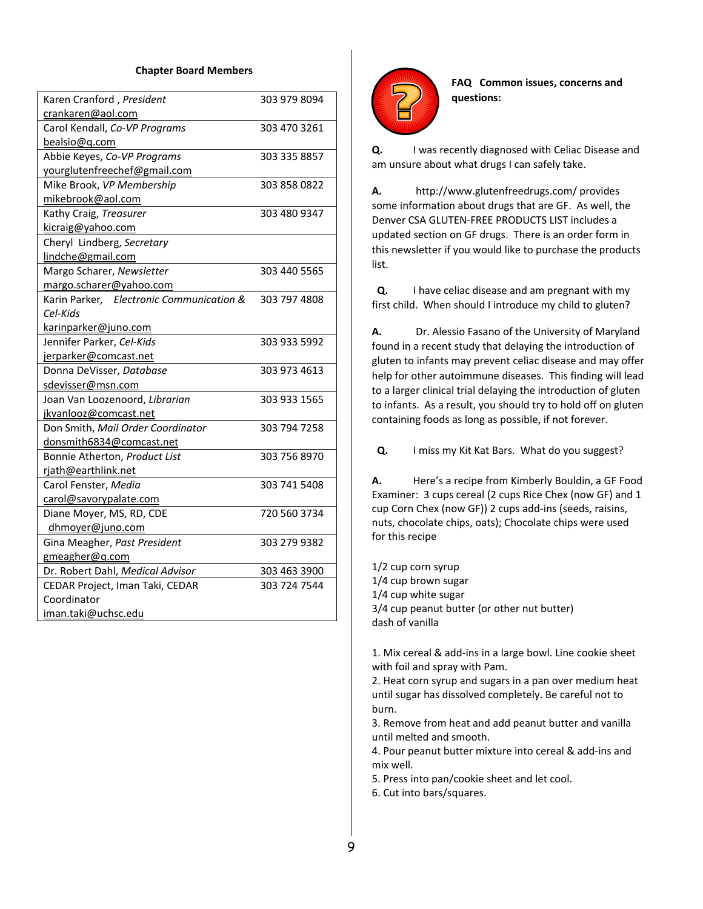### Chapter Board Members

| Name / Email | Phone |
| --- | --- |
| Karen Cranford , *President* crankaren@aol.com | 303 979 8094 |
| Carol Kendall, *Co-VP Programs* bealsio@q.com | 303 470 3261 |
| Abbie Keyes, *Co-VP Programs* yourglutenfreechef@gmail.com | 303 335 8857 |
| Mike Brook, *VP Membership* mikebrook@aol.com | 303 858 0822 |
| Kathy Craig, *Treasurer* kicraig@yahoo.com | 303 480 9347 |
| Cheryl Lindberg, *Secretary* lindche@gmail.com | |
| Margo Scharer, *Newsletter* margo.scharer@yahoo.com | 303 440 5565 |
| Karin Parker, *Electronic Communication & Cel-Kids* karinparker@juno.com | 303 797 4808 |
| Jennifer Parker, *Cel-Kids* jerparker@comcast.net | 303 933 5992 |
| Donna DeVisser, *Database* sdevisser@msn.com | 303 973 4613 |
| Joan Van Loozenoord, *Librarian* jkvanlooz@comcast.net | 303 933 1565 |
| Don Smith, *Mail Order Coordinator* donsmith6834@comcast.net | 303 794 7258 |
| Bonnie Atherton, *Product List* rjath@earthlink.net | 303 756 8970 |
| Carol Fenster, *Media* carol@savorypalate.com | 303 741 5408 |
| Diane Moyer, MS, RD, CDE dhmoyer@juno.com | 720 560 3734 |
| Gina Meagher, *Past President* gmeagher@q.com | 303 279 9382 |
| Dr. Robert Dahl, *Medical Advisor* | 303 463 3900 |
| CEDAR Project, Iman Taki, CEDAR Coordinator iman.taki@uchsc.edu | 303 724 7544 |

### FAQ Common issues, concerns and questions:

**Q.** I was recently diagnosed with Celiac Disease and am unsure about what drugs I can safely take.

**A.** http://www.glutenfreedrugs.com/ provides some information about drugs that are GF. As well, the Denver CSA GLUTEN-FREE PRODUCTS LIST includes a updated section on GF drugs. There is an order form in this newsletter if you would like to purchase the products list.

**Q.** I have celiac disease and am pregnant with my first child. When should I introduce my child to gluten?

**A.** Dr. Alessio Fasano of the University of Maryland found in a recent study that delaying the introduction of gluten to infants may prevent celiac disease and may offer help for other autoimmune diseases. This finding will lead to a larger clinical trial delaying the introduction of gluten to infants. As a result, you should try to hold off on gluten containing foods as long as possible, if not forever.

**Q.** I miss my Kit Kat Bars. What do you suggest?

**A.** Here's a recipe from Kimberly Bouldin, a GF Food Examiner: 3 cups cereal (2 cups Rice Chex (now GF) and 1 cup Corn Chex (now GF)) 2 cups add-ins (seeds, raisins, nuts, chocolate chips, oats); Chocolate chips were used for this recipe

1/2 cup corn syrup
1/4 cup brown sugar
1/4 cup white sugar
3/4 cup peanut butter (or other nut butter)
dash of vanilla

1. Mix cereal & add-ins in a large bowl. Line cookie sheet with foil and spray with Pam.
2. Heat corn syrup and sugars in a pan over medium heat until sugar has dissolved completely. Be careful not to burn.
3. Remove from heat and add peanut butter and vanilla until melted and smooth.
4. Pour peanut butter mixture into cereal & add-ins and mix well.
5. Press into pan/cookie sheet and let cool.
6. Cut into bars/squares.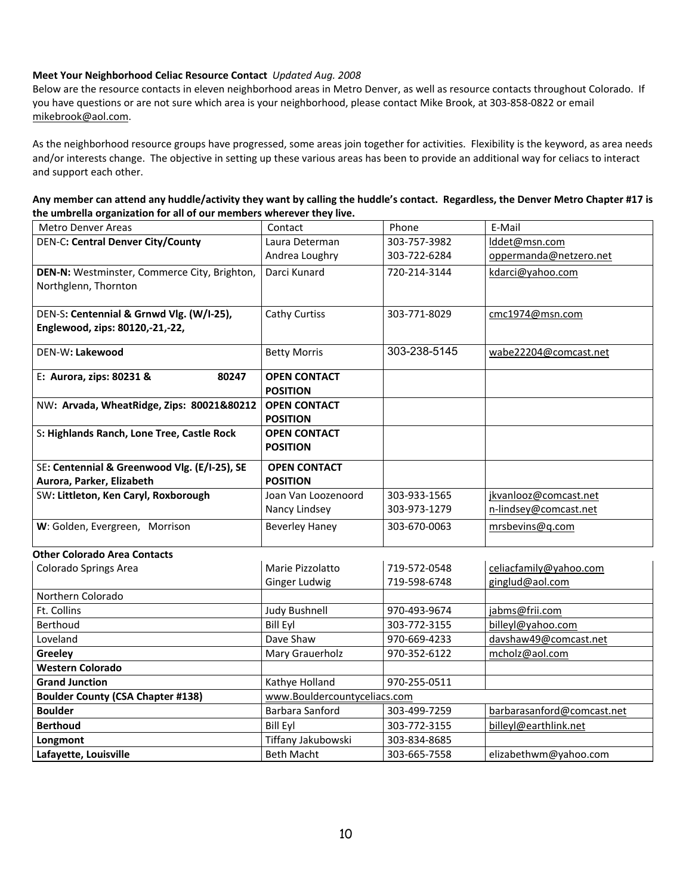**Meet Your Neighborhood Celiac Resource Contact** *Updated Aug. 2008*

Below are the resource contacts in eleven neighborhood areas in Metro Denver, as well as resource contacts throughout Colorado. If you have questions or are not sure which area is your neighborhood, please contact Mike Brook, at 303-858-0822 or email mikebrook@aol.com.

As the neighborhood resource groups have progressed, some areas join together for activities. Flexibility is the keyword, as area needs and/or interests change. The objective in setting up these various areas has been to provide an additional way for celiacs to interact and support each other.

**Any member can attend any huddle/activity they want by calling the huddle's contact. Regardless, the Denver Metro Chapter #17 is the umbrella organization for all of our members wherever they live.**

| Metro Denver Areas | Contact | Phone | E-Mail |
|---|---|---|---|
| DEN-C: **Central Denver City/County** | Laura Determan<br>Andrea Loughry | 303-757-3982<br>303-722-6284 | lddet@msn.com<br>oppermanda@netzero.net |
| **DEN-N:** Westminster, Commerce City, Brighton, Northglenn, Thornton | Darci Kunard | 720-214-3144 | kdarci@yahoo.com |
| DEN-S: **Centennial & Grnwd Vlg. (W/I-25), Englewood, zips: 80120,-21,-22,** | Cathy Curtiss | 303-771-8029 | cmc1974@msn.com |
| DEN-W: **Lakewood** | Betty Morris | 303-238-5145 | wabe22204@comcast.net |
| E: **Aurora, zips: 80231 & 80247** | **OPEN CONTACT POSITION** | | |
| NW: **Arvada, WheatRidge, Zips: 80021&80212** | **OPEN CONTACT POSITION** | | |
| S: **Highlands Ranch, Lone Tree, Castle Rock** | **OPEN CONTACT POSITION** | | |
| SE: **Centennial & Greenwood Vlg. (E/I-25), SE Aurora, Parker, Elizabeth** | **OPEN CONTACT POSITION** | | |
| SW: **Littleton, Ken Caryl, Roxborough** | Joan Van Loozenoord<br>Nancy Lindsey | 303-933-1565<br>303-973-1279 | jkvanlooz@comcast.net<br>n-lindsey@comcast.net |
| **W**: Golden, Evergreen, Morrison | Beverley Haney | 303-670-0063 | mrsbevins@q.com |
| **Other Colorado Area Contacts** | | | |
| Colorado Springs Area | Marie Pizzolatto<br>Ginger Ludwig | 719-572-0548<br>719-598-6748 | celiacfamily@yahoo.com<br>ginglud@aol.com |
| Northern Colorado | | | |
| Ft. Collins | Judy Bushnell | 970-493-9674 | jabms@frii.com |
| Berthoud | Bill Eyl | 303-772-3155 | billeyl@yahoo.com |
| Loveland | Dave Shaw | 970-669-4233 | davshaw49@comcast.net |
| **Greeley** | Mary Grauerholz | 970-352-6122 | mcholz@aol.com |
| **Western Colorado** | | | |
| **Grand Junction** | Kathye Holland | 970-255-0511 | |
| **Boulder County (CSA Chapter #138)** | www.Bouldercountyceliacs.com | | |
| **Boulder** | Barbara Sanford | 303-499-7259 | barbarasanford@comcast.net |
| **Berthoud** | Bill Eyl | 303-772-3155 | billeyl@earthlink.net |
| **Longmont** | Tiffany Jakubowski | 303-834-8685 | |
| **Lafayette, Louisville** | Beth Macht | 303-665-7558 | elizabethwm@yahoo.com |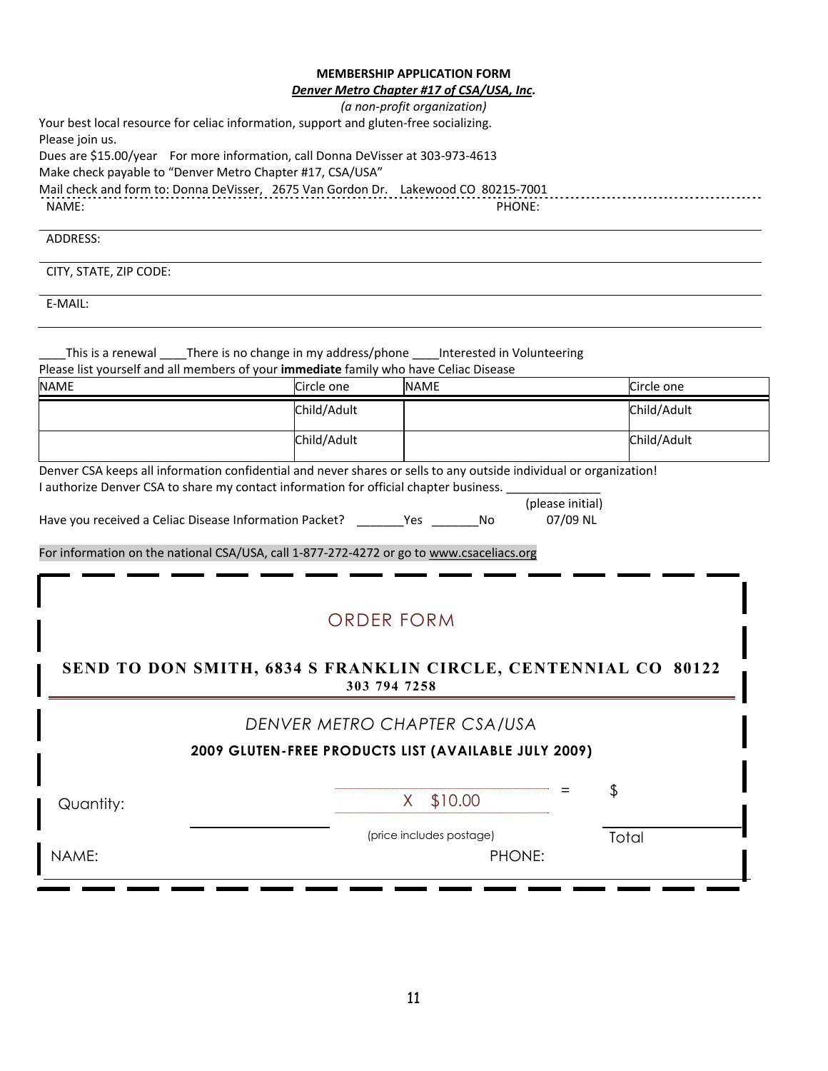**MEMBERSHIP APPLICATION FORM**

***Denver Metro Chapter #17 of CSA/USA, Inc.***

*(a non-profit organization)*

Your best local resource for celiac information, support and gluten-free socializing.
Please join us.
Dues are $15.00/year For more information, call Donna DeVisser at 303-973-4613
Make check payable to "Denver Metro Chapter #17, CSA/USA"
Mail check and form to: Donna DeVisser, 2675 Van Gordon Dr. Lakewood CO 80215-7001

NAME: PHONE:

ADDRESS:

CITY, STATE, ZIP CODE:

E-MAIL:

____This is a renewal ____There is no change in my address/phone ____Interested in Volunteering

Please list yourself and all members of your **immediate** family who have Celiac Disease

| NAME | Circle one | NAME | Circle one |
|---|---|---|---|
| | Child/Adult | | Child/Adult |
| | Child/Adult | | Child/Adult |

Denver CSA keeps all information confidential and never shares or sells to any outside individual or organization!

I authorize Denver CSA to share my contact information for official chapter business. ______________
(please initial)

Have you received a Celiac Disease Information Packet? _______Yes _______No 07/09 NL

For information on the national CSA/USA, call 1-877-272-4272 or go to www.csaceliacs.org

## ORDER FORM

**SEND TO DON SMITH, 6834 S FRANKLIN CIRCLE, CENTENNIAL CO 80122**
**303 794 7258**

*DENVER METRO CHAPTER CSA/USA*

**2009 GLUTEN-FREE PRODUCTS LIST (AVAILABLE JULY 2009)**

Quantity: ______________ X $10.00 = $______________
(price includes postage) Total

NAME: PHONE: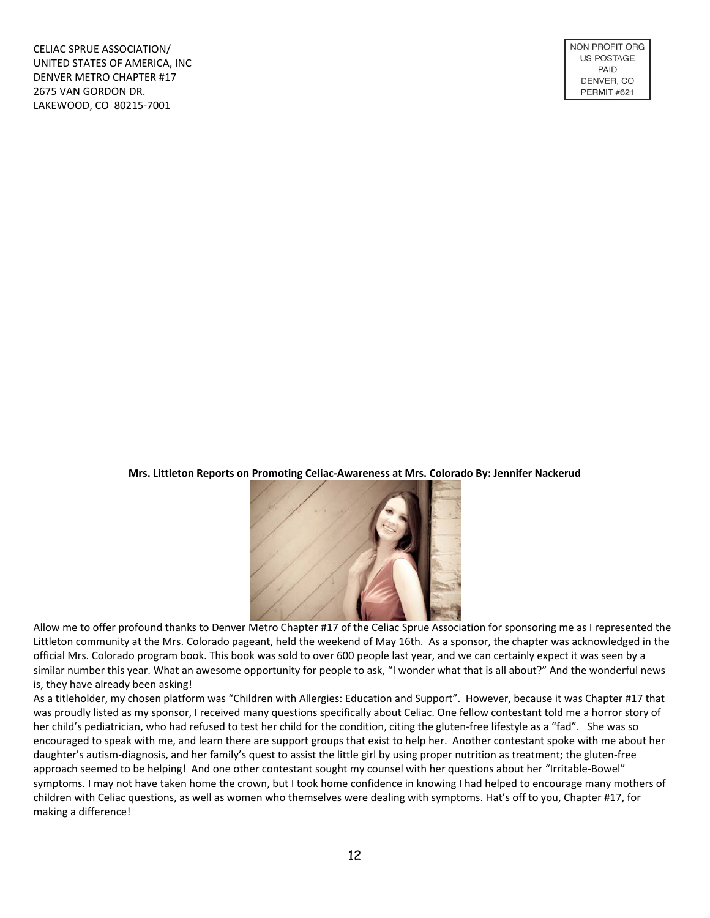CELIAC SPRUE ASSOCIATION/
UNITED STATES OF AMERICA, INC
DENVER METRO CHAPTER #17
2675 VAN GORDON DR.
LAKEWOOD, CO 80215-7001

NON PROFIT ORG
US POSTAGE
PAID
DENVER, CO
PERMIT #621

**Mrs. Littleton Reports on Promoting Celiac-Awareness at Mrs. Colorado By: Jennifer Nackerud**

Allow me to offer profound thanks to Denver Metro Chapter #17 of the Celiac Sprue Association for sponsoring me as I represented the Littleton community at the Mrs. Colorado pageant, held the weekend of May 16th. As a sponsor, the chapter was acknowledged in the official Mrs. Colorado program book. This book was sold to over 600 people last year, and we can certainly expect it was seen by a similar number this year. What an awesome opportunity for people to ask, "I wonder what that is all about?" And the wonderful news is, they have already been asking!

As a titleholder, my chosen platform was "Children with Allergies: Education and Support". However, because it was Chapter #17 that was proudly listed as my sponsor, I received many questions specifically about Celiac. One fellow contestant told me a horror story of her child's pediatrician, who had refused to test her child for the condition, citing the gluten-free lifestyle as a "fad". She was so encouraged to speak with me, and learn there are support groups that exist to help her. Another contestant spoke with me about her daughter's autism-diagnosis, and her family's quest to assist the little girl by using proper nutrition as treatment; the gluten-free approach seemed to be helping! And one other contestant sought my counsel with her questions about her "Irritable-Bowel" symptoms. I may not have taken home the crown, but I took home confidence in knowing I had helped to encourage many mothers of children with Celiac questions, as well as women who themselves were dealing with symptoms. Hat's off to you, Chapter #17, for making a difference!